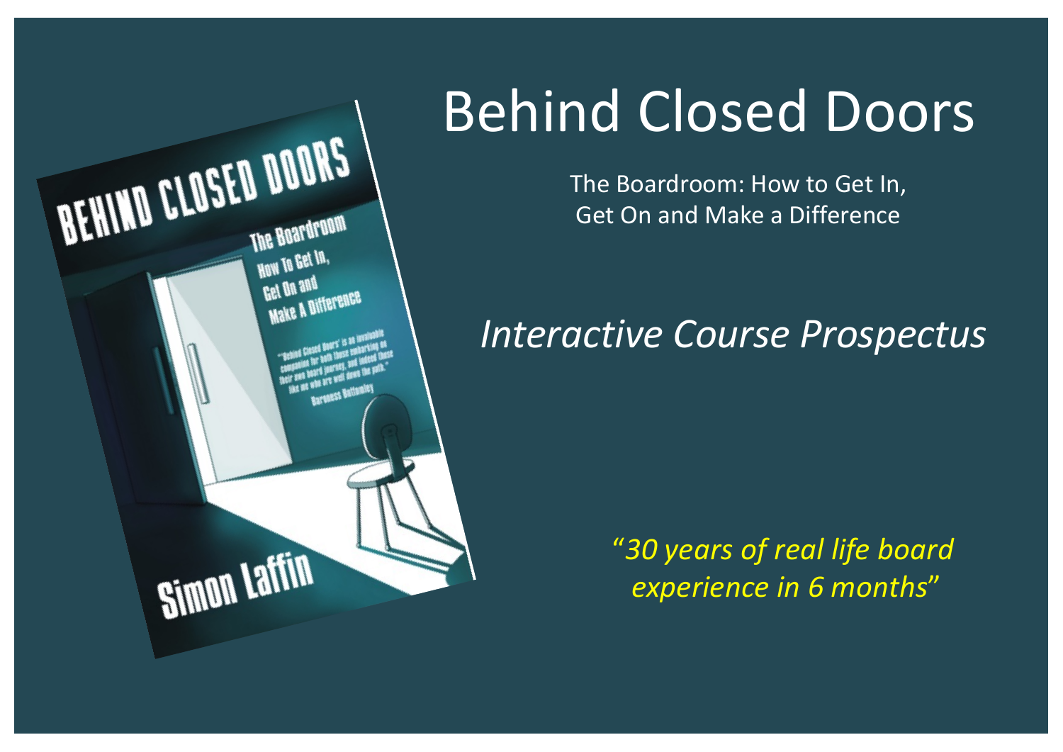# Behind Closed Doors

The Boardroom: How to Get In,
Get On and Make a Difference

*Interactive Course Prospectus*

*"30 years of real life board experience in 6 months"*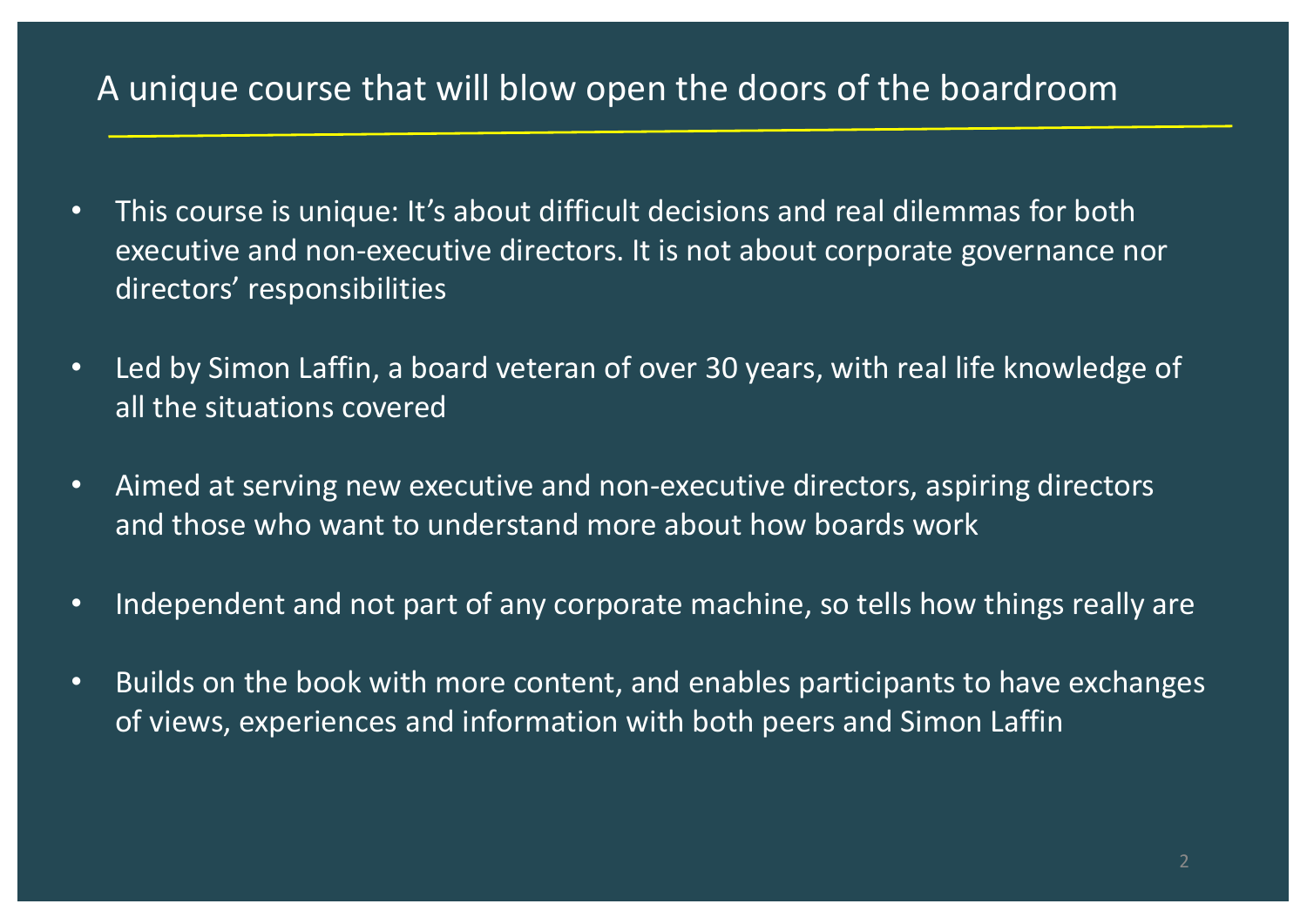# A unique course that will blow open the doors of the boardroom

- This course is unique: It's about difficult decisions and real dilemmas for both executive and non-executive directors. It is not about corporate governance nor directors' responsibilities
- Led by Simon Laffin, a board veteran of over 30 years, with real life knowledge of all the situations covered
- Aimed at serving new executive and non-executive directors, aspiring directors and those who want to understand more about how boards work
- Independent and not part of any corporate machine, so tells how things really are
- Builds on the book with more content, and enables participants to have exchanges of views, experiences and information with both peers and Simon Laffin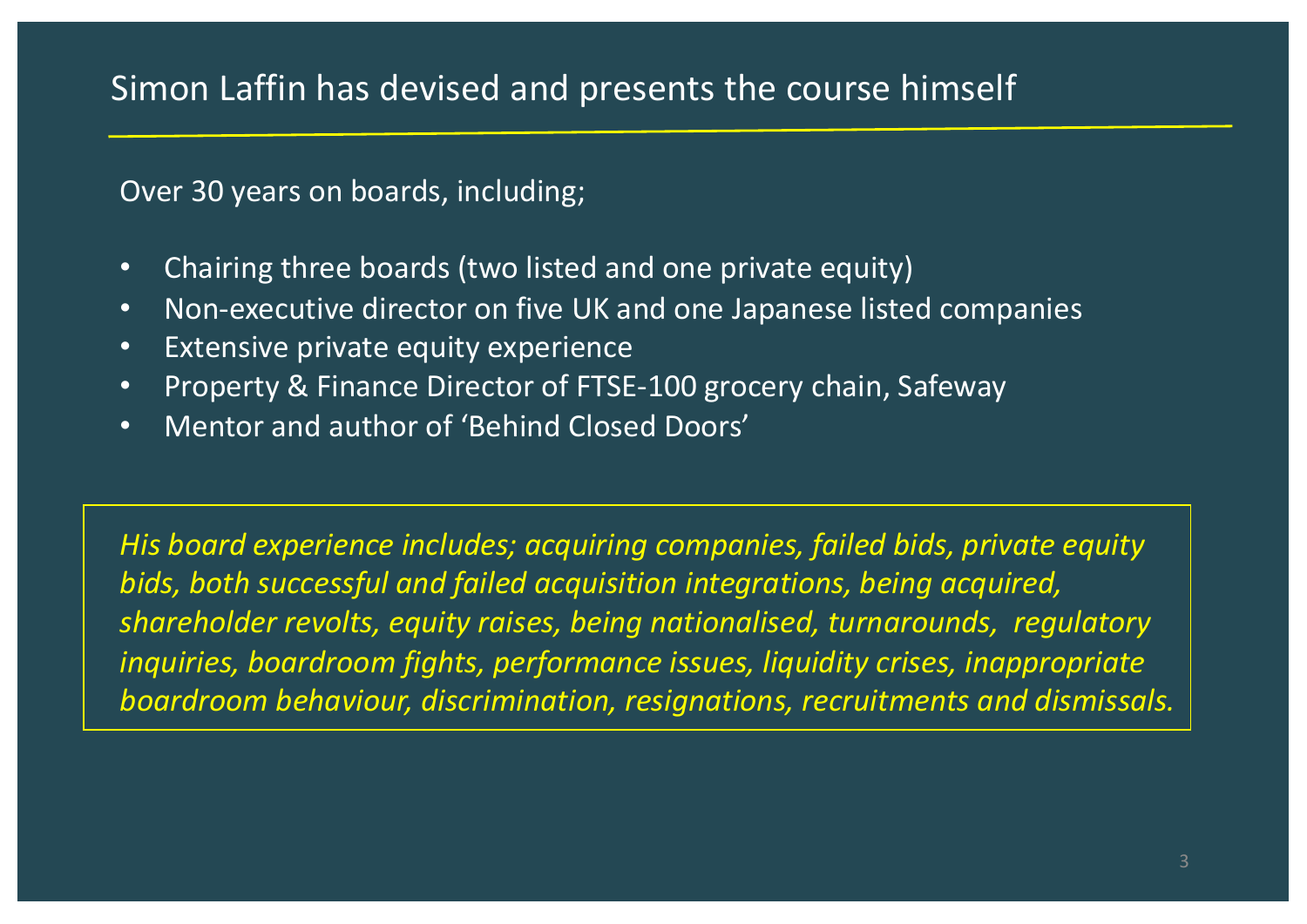## Simon Laffin has devised and presents the course himself

Over 30 years on boards, including;

- Chairing three boards (two listed and one private equity)
- Non-executive director on five UK and one Japanese listed companies
- Extensive private equity experience
- Property & Finance Director of FTSE-100 grocery chain, Safeway
- Mentor and author of 'Behind Closed Doors'

*His board experience includes; acquiring companies, failed bids, private equity bids, both successful and failed acquisition integrations, being acquired, shareholder revolts, equity raises, being nationalised, turnarounds, regulatory inquiries, boardroom fights, performance issues, liquidity crises, inappropriate boardroom behaviour, discrimination, resignations, recruitments and dismissals.*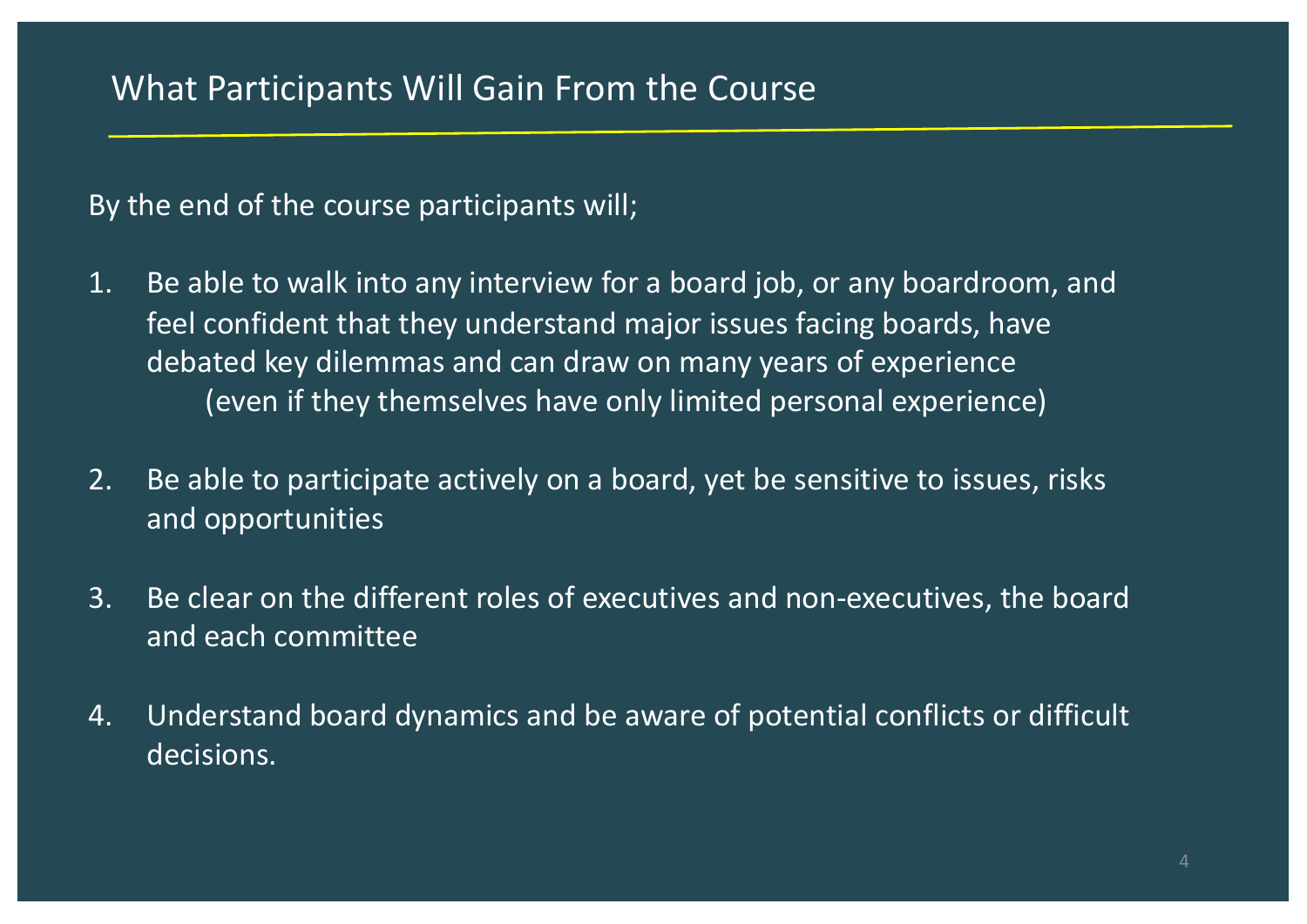## What Participants Will Gain From the Course

By the end of the course participants will;

1. Be able to walk into any interview for a board job, or any boardroom, and feel confident that they understand major issues facing boards, have debated key dilemmas and can draw on many years of experience (even if they themselves have only limited personal experience)

2. Be able to participate actively on a board, yet be sensitive to issues, risks and opportunities

3. Be clear on the different roles of executives and non-executives, the board and each committee

4. Understand board dynamics and be aware of potential conflicts or difficult decisions.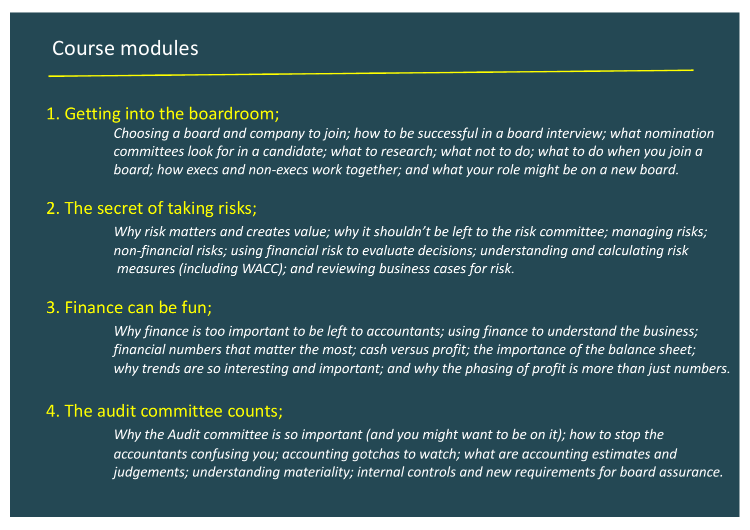# Course modules

## 1. Getting into the boardroom;

*Choosing a board and company to join; how to be successful in a board interview; what nomination committees look for in a candidate; what to research; what not to do; what to do when you join a board; how execs and non-execs work together; and what your role might be on a new board.*

## 2. The secret of taking risks;

*Why risk matters and creates value; why it shouldn't be left to the risk committee; managing risks; non-financial risks; using financial risk to evaluate decisions; understanding and calculating risk measures (including WACC); and reviewing business cases for risk.*

## 3. Finance can be fun;

*Why finance is too important to be left to accountants; using finance to understand the business; financial numbers that matter the most; cash versus profit; the importance of the balance sheet; why trends are so interesting and important; and why the phasing of profit is more than just numbers.*

## 4. The audit committee counts;

*Why the Audit committee is so important (and you might want to be on it); how to stop the accountants confusing you; accounting gotchas to watch; what are accounting estimates and judgements; understanding materiality; internal controls and new requirements for board assurance.*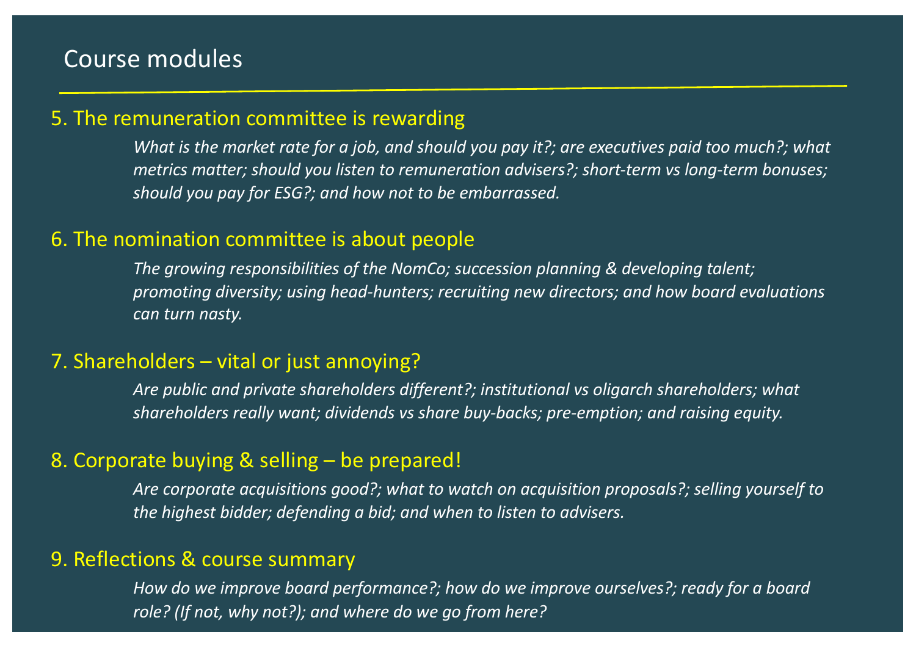# Course modules

## 5. The remuneration committee is rewarding

*What is the market rate for a job, and should you pay it?; are executives paid too much?; what metrics matter; should you listen to remuneration advisers?; short-term vs long-term bonuses; should you pay for ESG?; and how not to be embarrassed.*

## 6. The nomination committee is about people

*The growing responsibilities of the NomCo; succession planning & developing talent; promoting diversity; using head-hunters; recruiting new directors; and how board evaluations can turn nasty.*

## 7. Shareholders – vital or just annoying?

*Are public and private shareholders different?; institutional vs oligarch shareholders; what shareholders really want; dividends vs share buy-backs; pre-emption; and raising equity.*

## 8. Corporate buying & selling – be prepared!

*Are corporate acquisitions good?; what to watch on acquisition proposals?; selling yourself to the highest bidder; defending a bid; and when to listen to advisers.*

## 9. Reflections & course summary

*How do we improve board performance?; how do we improve ourselves?; ready for a board role? (If not, why not?); and where do we go from here?*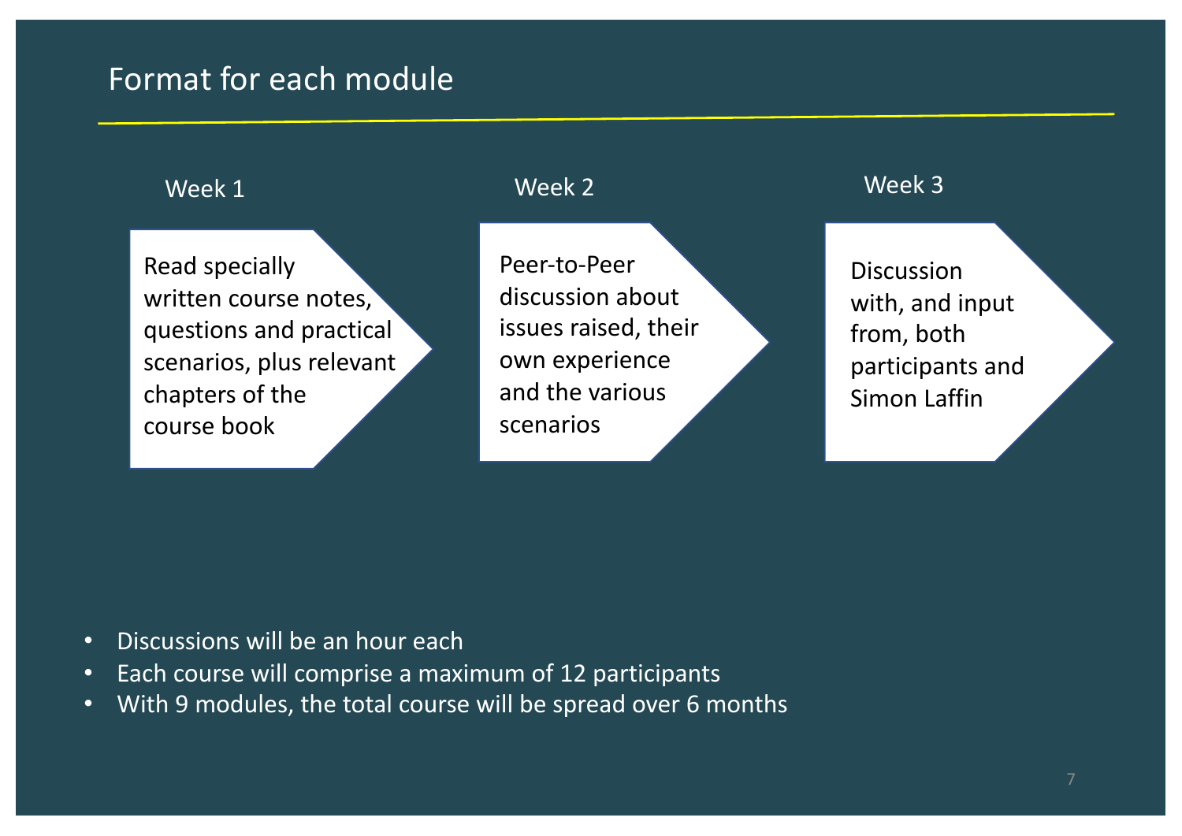# Format for each module

**Week 1**

Read specially written course notes, questions and practical scenarios, plus relevant chapters of the course book

**Week 2**

Peer-to-Peer discussion about issues raised, their own experience and the various scenarios

**Week 3**

Discussion with, and input from, both participants and Simon Laffin

- Discussions will be an hour each
- Each course will comprise a maximum of 12 participants
- With 9 modules, the total course will be spread over 6 months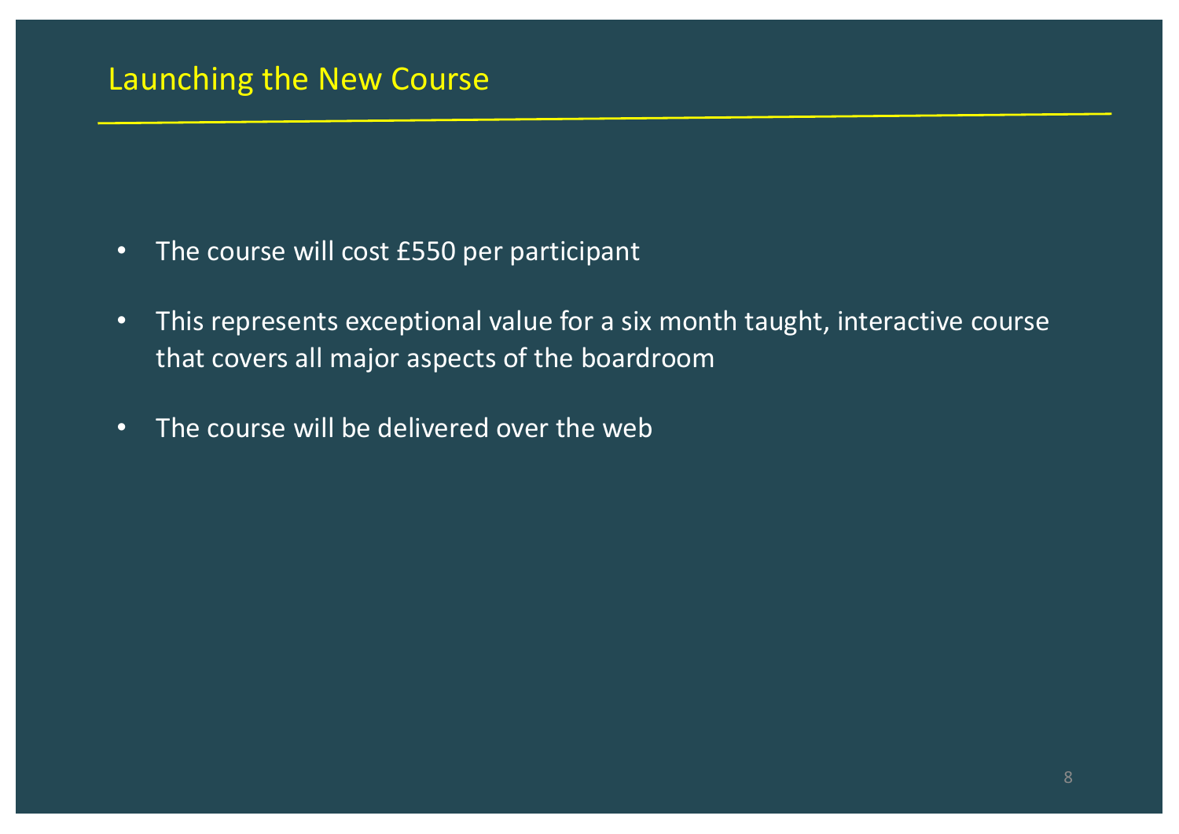## Launching the New Course

- The course will cost £550 per participant
- This represents exceptional value for a six month taught, interactive course that covers all major aspects of the boardroom
- The course will be delivered over the web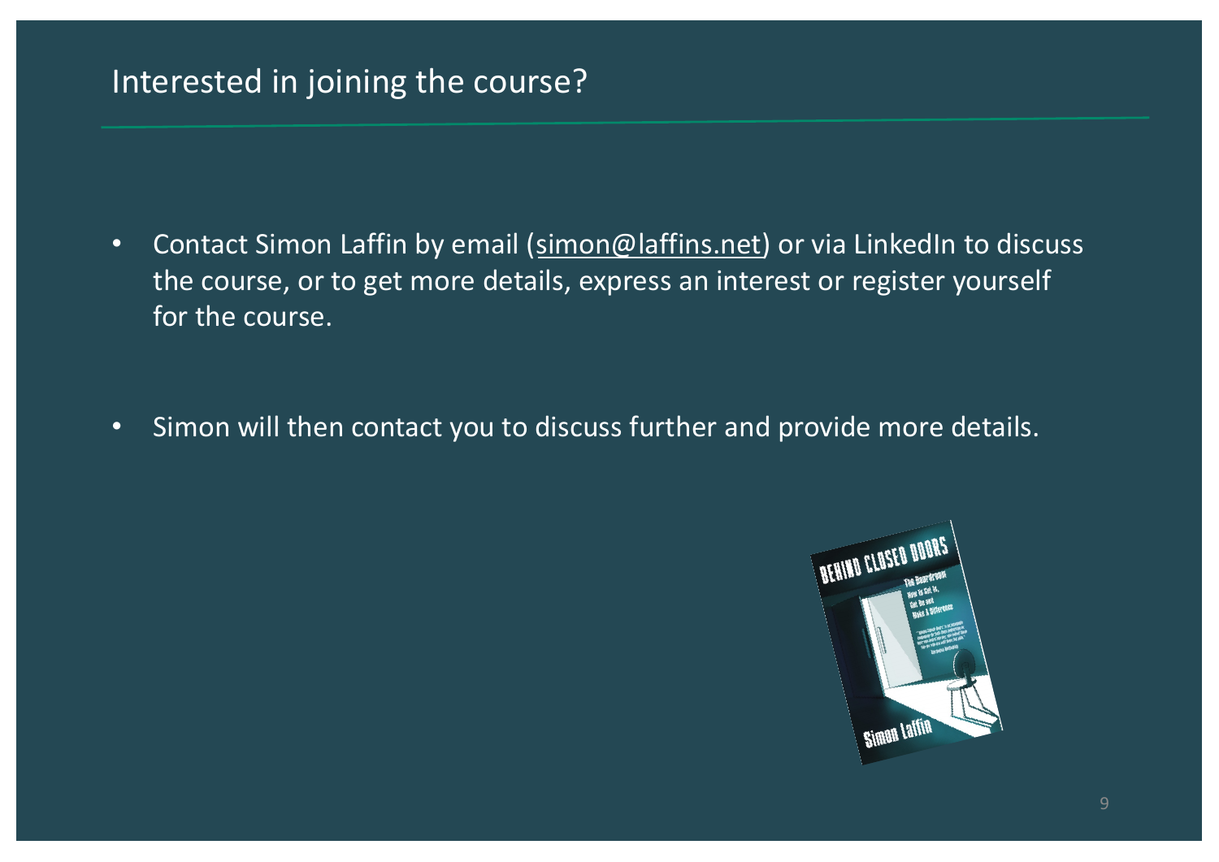## Interested in joining the course?

- Contact Simon Laffin by email (simon@laffins.net) or via LinkedIn to discuss the course, or to get more details, express an interest or register yourself for the course.

- Simon will then contact you to discuss further and provide more details.